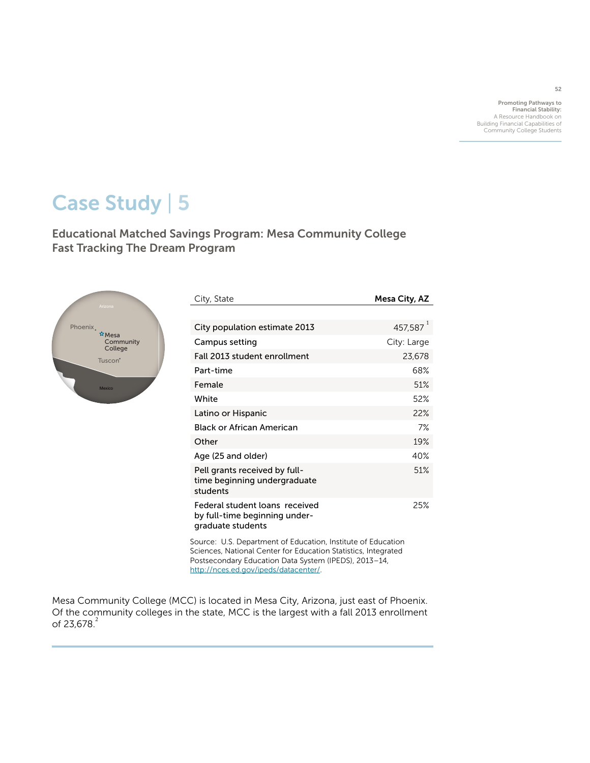# Case Study | 5

## Educational Matched Savings Program: Mesa Community College Fast Tracking The Dream Program

| City, State | Mesa City, AZ |
| --- | --- |
| City population estimate 2013 | 457,587 [1] |
| Campus setting | City: Large |
| Fall 2013 student enrollment | 23,678 |
| Part-time | 68% |
| Female | 51% |
| White | 52% |
| Latino or Hispanic | 22% |
| Black or African American | 7% |
| Other | 19% |
| Age (25 and older) | 40% |
| Pell grants received by full-time beginning undergraduate students | 51% |
| Federal student loans received by full-time beginning under-graduate students | 25% |

Source: U.S. Department of Education, Institute of Education Sciences, National Center for Education Statistics, Integrated Postsecondary Education Data System (IPEDS), 2013–14, http://nces.ed.gov/ipeds/datacenter/.

Mesa Community College (MCC) is located in Mesa City, Arizona, just east of Phoenix. Of the community colleges in the state, MCC is the largest with a fall 2013 enrollment of 23,678.[2]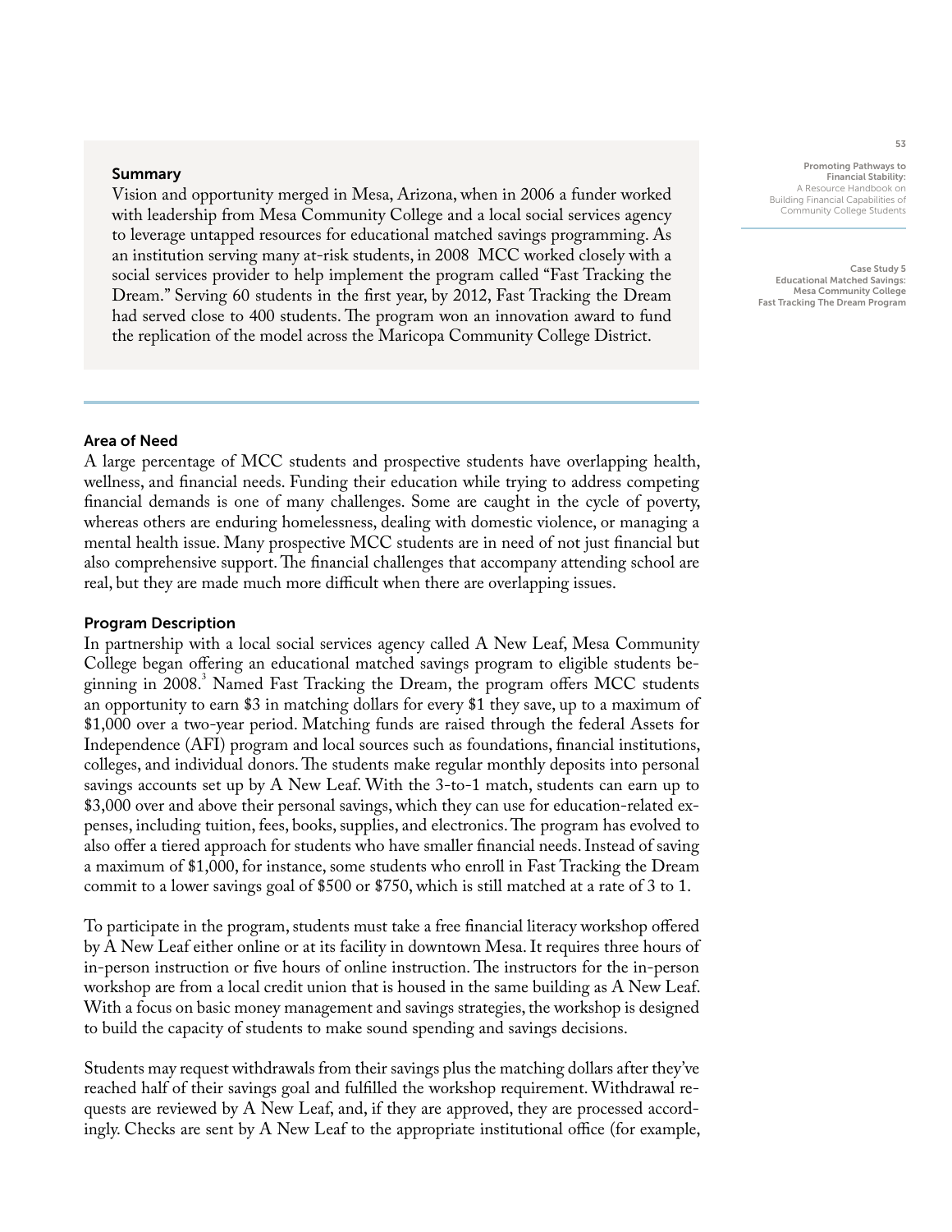## Summary

Vision and opportunity merged in Mesa, Arizona, when in 2006 a funder worked with leadership from Mesa Community College and a local social services agency to leverage untapped resources for educational matched savings programming. As an institution serving many at-risk students, in 2008 MCC worked closely with a social services provider to help implement the program called "Fast Tracking the Dream." Serving 60 students in the first year, by 2012, Fast Tracking the Dream had served close to 400 students. The program won an innovation award to fund the replication of the model across the Maricopa Community College District.

### Area of Need

A large percentage of MCC students and prospective students have overlapping health, wellness, and financial needs. Funding their education while trying to address competing financial demands is one of many challenges. Some are caught in the cycle of poverty, whereas others are enduring homelessness, dealing with domestic violence, or managing a mental health issue. Many prospective MCC students are in need of not just financial but also comprehensive support. The financial challenges that accompany attending school are real, but they are made much more difficult when there are overlapping issues.

### Program Description

In partnership with a local social services agency called A New Leaf, Mesa Community College began offering an educational matched savings program to eligible students beginning in 2008.[3] Named Fast Tracking the Dream, the program offers MCC students an opportunity to earn $3 in matching dollars for every $1 they save, up to a maximum of $1,000 over a two-year period. Matching funds are raised through the federal Assets for Independence (AFI) program and local sources such as foundations, financial institutions, colleges, and individual donors. The students make regular monthly deposits into personal savings accounts set up by A New Leaf. With the 3-to-1 match, students can earn up to $3,000 over and above their personal savings, which they can use for education-related expenses, including tuition, fees, books, supplies, and electronics. The program has evolved to also offer a tiered approach for students who have smaller financial needs. Instead of saving a maximum of $1,000, for instance, some students who enroll in Fast Tracking the Dream commit to a lower savings goal of $500 or $750, which is still matched at a rate of 3 to 1.

To participate in the program, students must take a free financial literacy workshop offered by A New Leaf either online or at its facility in downtown Mesa. It requires three hours of in-person instruction or five hours of online instruction. The instructors for the in-person workshop are from a local credit union that is housed in the same building as A New Leaf. With a focus on basic money management and savings strategies, the workshop is designed to build the capacity of students to make sound spending and savings decisions.

Students may request withdrawals from their savings plus the matching dollars after they've reached half of their savings goal and fulfilled the workshop requirement. Withdrawal requests are reviewed by A New Leaf, and, if they are approved, they are processed accordingly. Checks are sent by A New Leaf to the appropriate institutional office (for example,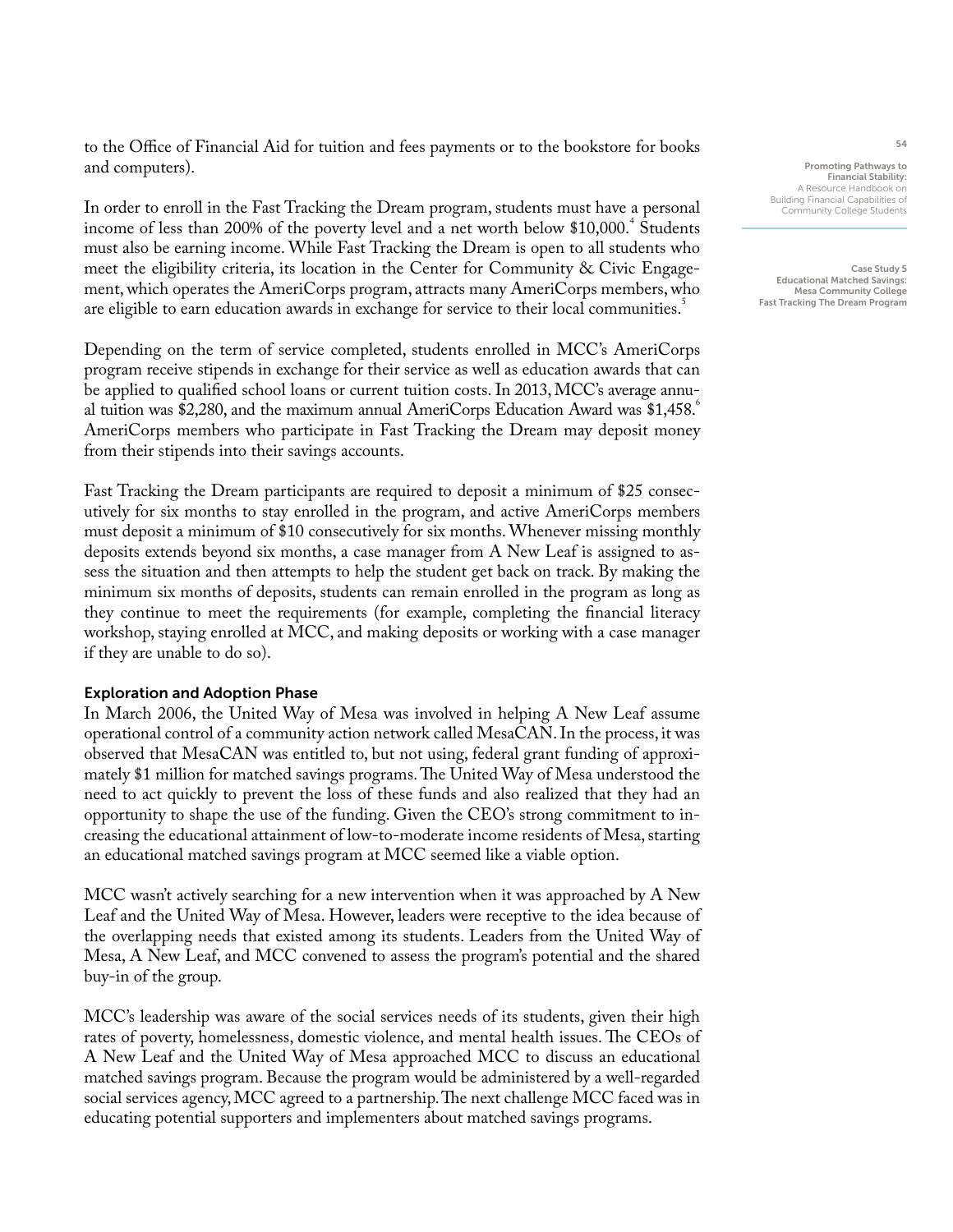to the Office of Financial Aid for tuition and fees payments or to the bookstore for books and computers).

In order to enroll in the Fast Tracking the Dream program, students must have a personal income of less than 200% of the poverty level and a net worth below $10,000.[4] Students must also be earning income. While Fast Tracking the Dream is open to all students who meet the eligibility criteria, its location in the Center for Community & Civic Engagement, which operates the AmeriCorps program, attracts many AmeriCorps members, who are eligible to earn education awards in exchange for service to their local communities.[5]

Depending on the term of service completed, students enrolled in MCC's AmeriCorps program receive stipends in exchange for their service as well as education awards that can be applied to qualified school loans or current tuition costs. In 2013, MCC's average annual tuition was $2,280, and the maximum annual AmeriCorps Education Award was $1,458.[6] AmeriCorps members who participate in Fast Tracking the Dream may deposit money from their stipends into their savings accounts.

Fast Tracking the Dream participants are required to deposit a minimum of $25 consecutively for six months to stay enrolled in the program, and active AmeriCorps members must deposit a minimum of $10 consecutively for six months. Whenever missing monthly deposits extends beyond six months, a case manager from A New Leaf is assigned to assess the situation and then attempts to help the student get back on track. By making the minimum six months of deposits, students can remain enrolled in the program as long as they continue to meet the requirements (for example, completing the financial literacy workshop, staying enrolled at MCC, and making deposits or working with a case manager if they are unable to do so).

### Exploration and Adoption Phase

In March 2006, the United Way of Mesa was involved in helping A New Leaf assume operational control of a community action network called MesaCAN. In the process, it was observed that MesaCAN was entitled to, but not using, federal grant funding of approximately $1 million for matched savings programs. The United Way of Mesa understood the need to act quickly to prevent the loss of these funds and also realized that they had an opportunity to shape the use of the funding. Given the CEO's strong commitment to increasing the educational attainment of low-to-moderate income residents of Mesa, starting an educational matched savings program at MCC seemed like a viable option.

MCC wasn't actively searching for a new intervention when it was approached by A New Leaf and the United Way of Mesa. However, leaders were receptive to the idea because of the overlapping needs that existed among its students. Leaders from the United Way of Mesa, A New Leaf, and MCC convened to assess the program's potential and the shared buy-in of the group.

MCC's leadership was aware of the social services needs of its students, given their high rates of poverty, homelessness, domestic violence, and mental health issues. The CEOs of A New Leaf and the United Way of Mesa approached MCC to discuss an educational matched savings program. Because the program would be administered by a well-regarded social services agency, MCC agreed to a partnership. The next challenge MCC faced was in educating potential supporters and implementers about matched savings programs.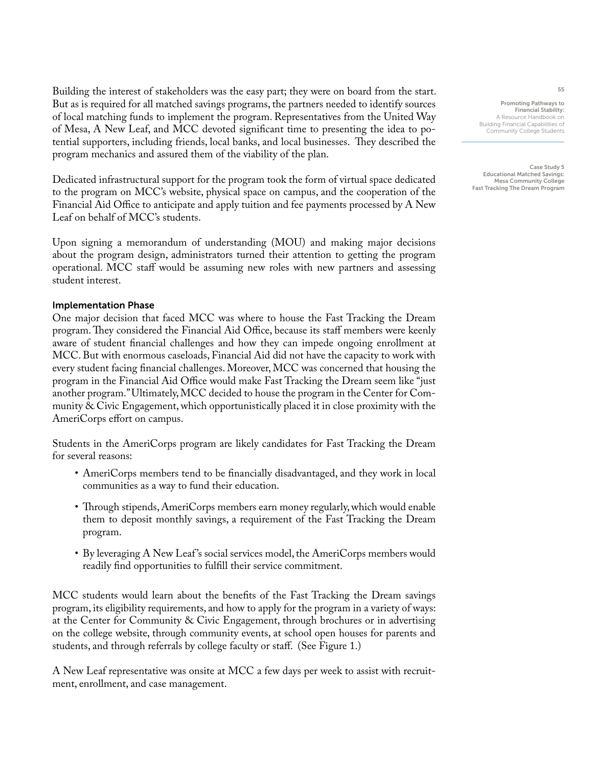Building the interest of stakeholders was the easy part; they were on board from the start. But as is required for all matched savings programs, the partners needed to identify sources of local matching funds to implement the program. Representatives from the United Way of Mesa, A New Leaf, and MCC devoted significant time to presenting the idea to potential supporters, including friends, local banks, and local businesses. They described the program mechanics and assured them of the viability of the plan.

Dedicated infrastructural support for the program took the form of virtual space dedicated to the program on MCC's website, physical space on campus, and the cooperation of the Financial Aid Office to anticipate and apply tuition and fee payments processed by A New Leaf on behalf of MCC's students.

Upon signing a memorandum of understanding (MOU) and making major decisions about the program design, administrators turned their attention to getting the program operational. MCC staff would be assuming new roles with new partners and assessing student interest.

### Implementation Phase

One major decision that faced MCC was where to house the Fast Tracking the Dream program. They considered the Financial Aid Office, because its staff members were keenly aware of student financial challenges and how they can impede ongoing enrollment at MCC. But with enormous caseloads, Financial Aid did not have the capacity to work with every student facing financial challenges. Moreover, MCC was concerned that housing the program in the Financial Aid Office would make Fast Tracking the Dream seem like "just another program." Ultimately, MCC decided to house the program in the Center for Community & Civic Engagement, which opportunistically placed it in close proximity with the AmeriCorps effort on campus.

Students in the AmeriCorps program are likely candidates for Fast Tracking the Dream for several reasons:

- AmeriCorps members tend to be financially disadvantaged, and they work in local communities as a way to fund their education.
- Through stipends, AmeriCorps members earn money regularly, which would enable them to deposit monthly savings, a requirement of the Fast Tracking the Dream program.
- By leveraging A New Leaf's social services model, the AmeriCorps members would readily find opportunities to fulfill their service commitment.

MCC students would learn about the benefits of the Fast Tracking the Dream savings program, its eligibility requirements, and how to apply for the program in a variety of ways: at the Center for Community & Civic Engagement, through brochures or in advertising on the college website, through community events, at school open houses for parents and students, and through referrals by college faculty or staff. (See Figure 1.)

A New Leaf representative was onsite at MCC a few days per week to assist with recruitment, enrollment, and case management.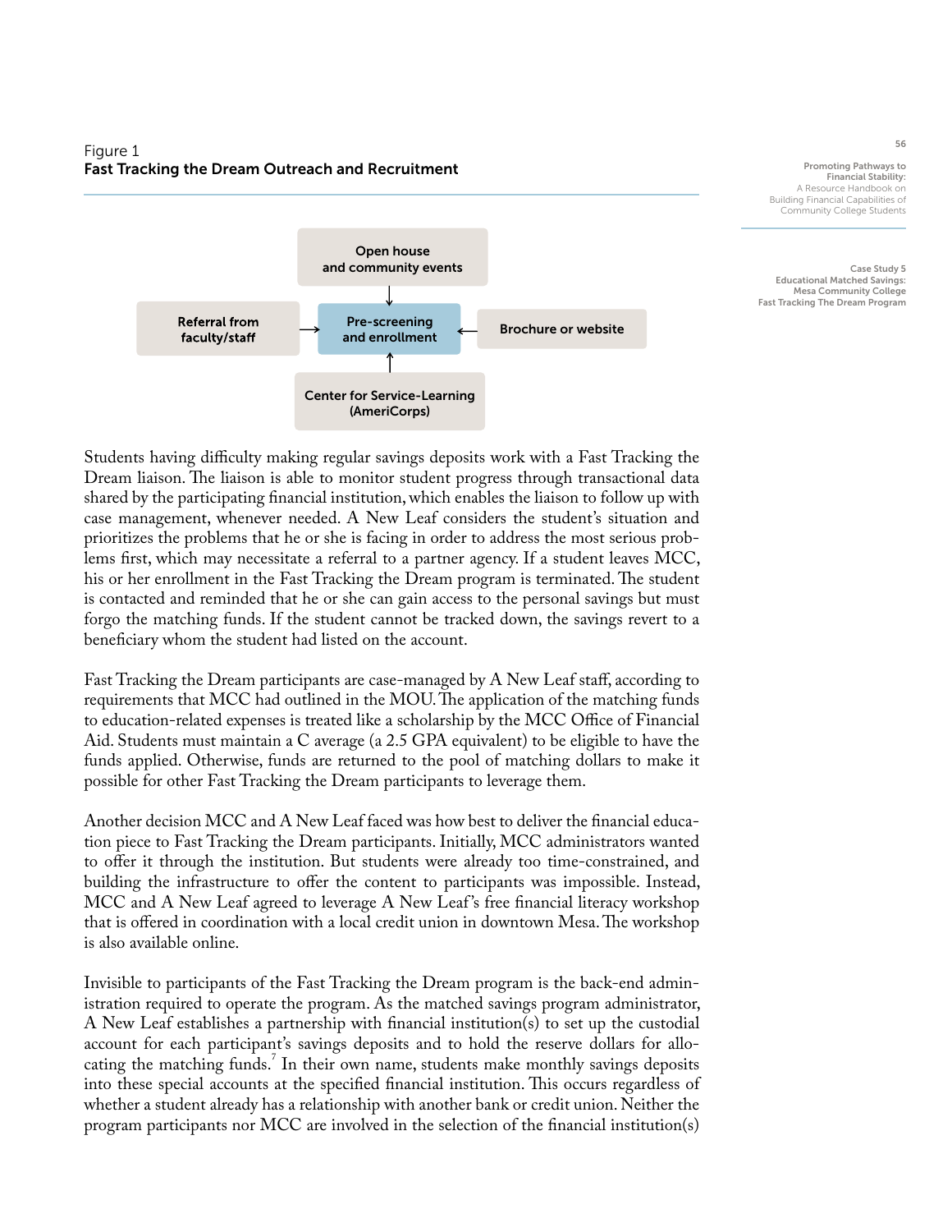Figure 1
**Fast Tracking the Dream Outreach and Recruitment**

- Open house and community events → Pre-screening and enrollment
- Referral from faculty/staff → Pre-screening and enrollment
- Brochure or website → Pre-screening and enrollment
- Center for Service-Learning (AmeriCorps) → Pre-screening and enrollment

Students having difficulty making regular savings deposits work with a Fast Tracking the Dream liaison. The liaison is able to monitor student progress through transactional data shared by the participating financial institution, which enables the liaison to follow up with case management, whenever needed. A New Leaf considers the student's situation and prioritizes the problems that he or she is facing in order to address the most serious problems first, which may necessitate a referral to a partner agency. If a student leaves MCC, his or her enrollment in the Fast Tracking the Dream program is terminated. The student is contacted and reminded that he or she can gain access to the personal savings but must forgo the matching funds. If the student cannot be tracked down, the savings revert to a beneficiary whom the student had listed on the account.

Fast Tracking the Dream participants are case-managed by A New Leaf staff, according to requirements that MCC had outlined in the MOU. The application of the matching funds to education-related expenses is treated like a scholarship by the MCC Office of Financial Aid. Students must maintain a C average (a 2.5 GPA equivalent) to be eligible to have the funds applied. Otherwise, funds are returned to the pool of matching dollars to make it possible for other Fast Tracking the Dream participants to leverage them.

Another decision MCC and A New Leaf faced was how best to deliver the financial education piece to Fast Tracking the Dream participants. Initially, MCC administrators wanted to offer it through the institution. But students were already too time-constrained, and building the infrastructure to offer the content to participants was impossible. Instead, MCC and A New Leaf agreed to leverage A New Leaf's free financial literacy workshop that is offered in coordination with a local credit union in downtown Mesa. The workshop is also available online.

Invisible to participants of the Fast Tracking the Dream program is the back-end administration required to operate the program. As the matched savings program administrator, A New Leaf establishes a partnership with financial institution(s) to set up the custodial account for each participant's savings deposits and to hold the reserve dollars for allocating the matching funds.[7] In their own name, students make monthly savings deposits into these special accounts at the specified financial institution. This occurs regardless of whether a student already has a relationship with another bank or credit union. Neither the program participants nor MCC are involved in the selection of the financial institution(s)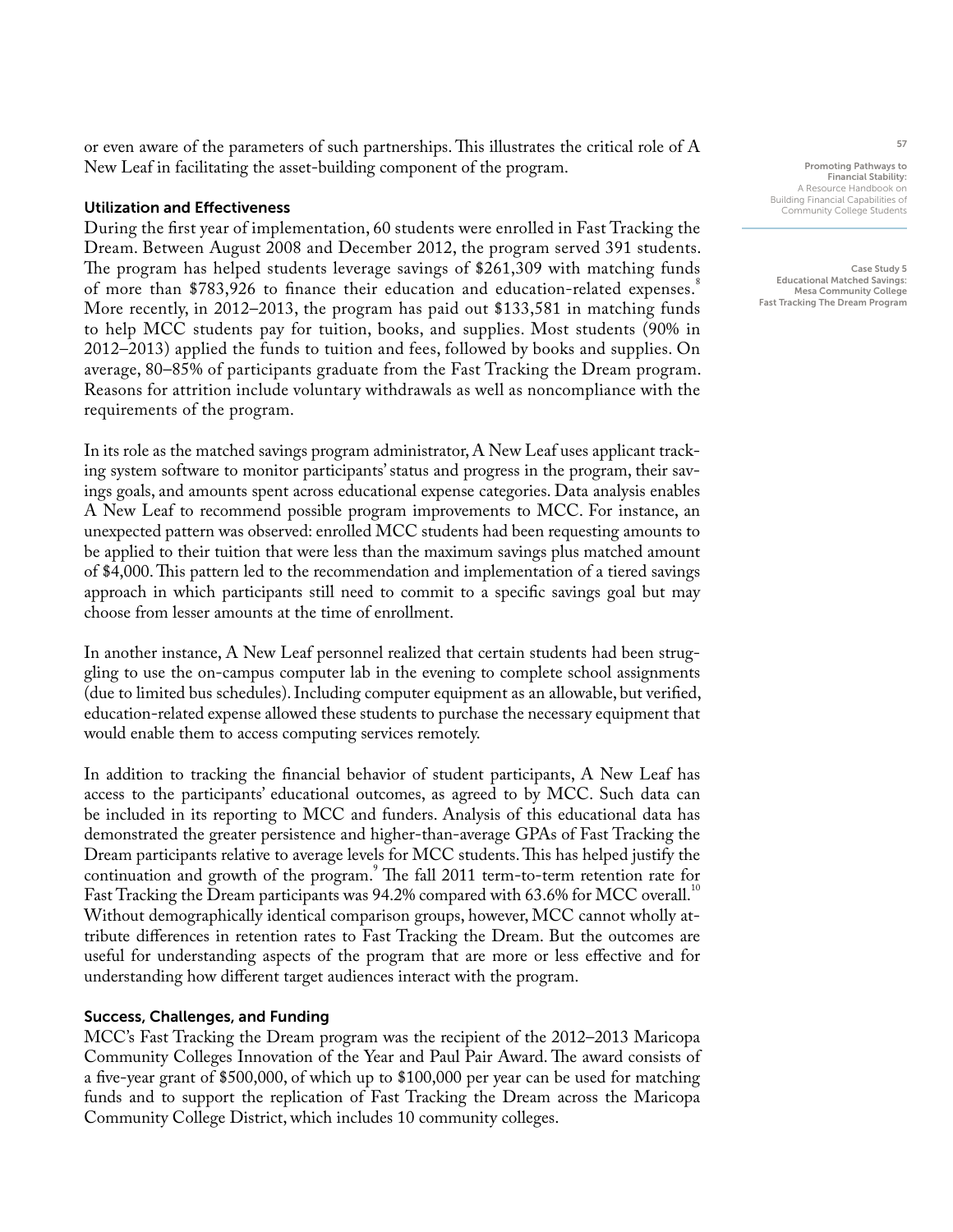or even aware of the parameters of such partnerships. This illustrates the critical role of A New Leaf in facilitating the asset-building component of the program.

### Utilization and Effectiveness

During the first year of implementation, 60 students were enrolled in Fast Tracking the Dream. Between August 2008 and December 2012, the program served 391 students. The program has helped students leverage savings of $261,309 with matching funds of more than $783,926 to finance their education and education-related expenses.[8] More recently, in 2012–2013, the program has paid out $133,581 in matching funds to help MCC students pay for tuition, books, and supplies. Most students (90% in 2012–2013) applied the funds to tuition and fees, followed by books and supplies. On average, 80–85% of participants graduate from the Fast Tracking the Dream program. Reasons for attrition include voluntary withdrawals as well as noncompliance with the requirements of the program.

In its role as the matched savings program administrator, A New Leaf uses applicant tracking system software to monitor participants' status and progress in the program, their savings goals, and amounts spent across educational expense categories. Data analysis enables A New Leaf to recommend possible program improvements to MCC. For instance, an unexpected pattern was observed: enrolled MCC students had been requesting amounts to be applied to their tuition that were less than the maximum savings plus matched amount of $4,000. This pattern led to the recommendation and implementation of a tiered savings approach in which participants still need to commit to a specific savings goal but may choose from lesser amounts at the time of enrollment.

In another instance, A New Leaf personnel realized that certain students had been struggling to use the on-campus computer lab in the evening to complete school assignments (due to limited bus schedules). Including computer equipment as an allowable, but verified, education-related expense allowed these students to purchase the necessary equipment that would enable them to access computing services remotely.

In addition to tracking the financial behavior of student participants, A New Leaf has access to the participants' educational outcomes, as agreed to by MCC. Such data can be included in its reporting to MCC and funders. Analysis of this educational data has demonstrated the greater persistence and higher-than-average GPAs of Fast Tracking the Dream participants relative to average levels for MCC students. This has helped justify the continuation and growth of the program.[9] The fall 2011 term-to-term retention rate for Fast Tracking the Dream participants was 94.2% compared with 63.6% for MCC overall.[10] Without demographically identical comparison groups, however, MCC cannot wholly attribute differences in retention rates to Fast Tracking the Dream. But the outcomes are useful for understanding aspects of the program that are more or less effective and for understanding how different target audiences interact with the program.

### Success, Challenges, and Funding

MCC's Fast Tracking the Dream program was the recipient of the 2012–2013 Maricopa Community Colleges Innovation of the Year and Paul Pair Award. The award consists of a five-year grant of $500,000, of which up to $100,000 per year can be used for matching funds and to support the replication of Fast Tracking the Dream across the Maricopa Community College District, which includes 10 community colleges.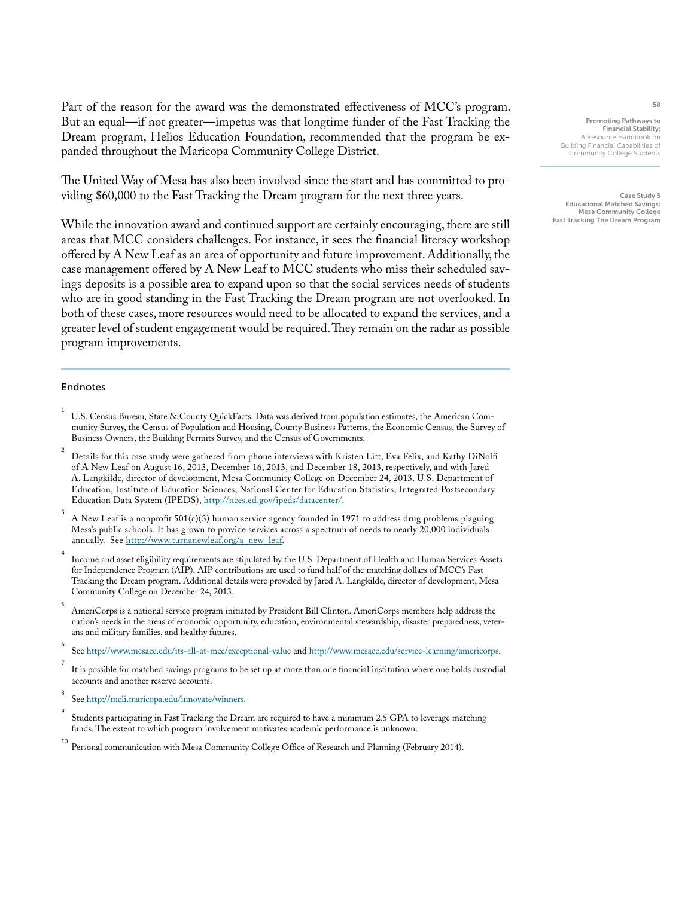Part of the reason for the award was the demonstrated effectiveness of MCC's program. But an equal—if not greater—impetus was that longtime funder of the Fast Tracking the Dream program, Helios Education Foundation, recommended that the program be expanded throughout the Maricopa Community College District.

The United Way of Mesa has also been involved since the start and has committed to providing $60,000 to the Fast Tracking the Dream program for the next three years.

While the innovation award and continued support are certainly encouraging, there are still areas that MCC considers challenges. For instance, it sees the financial literacy workshop offered by A New Leaf as an area of opportunity and future improvement. Additionally, the case management offered by A New Leaf to MCC students who miss their scheduled savings deposits is a possible area to expand upon so that the social services needs of students who are in good standing in the Fast Tracking the Dream program are not overlooked. In both of these cases, more resources would need to be allocated to expand the services, and a greater level of student engagement would be required. They remain on the radar as possible program improvements.

## Endnotes

1. U.S. Census Bureau, State & County QuickFacts. Data was derived from population estimates, the American Community Survey, the Census of Population and Housing, County Business Patterns, the Economic Census, the Survey of Business Owners, the Building Permits Survey, and the Census of Governments.

2. Details for this case study were gathered from phone interviews with Kristen Litt, Eva Felix, and Kathy DiNolfi of A New Leaf on August 16, 2013, December 16, 2013, and December 18, 2013, respectively, and with Jared A. Langkilde, director of development, Mesa Community College on December 24, 2013. U.S. Department of Education, Institute of Education Sciences, National Center for Education Statistics, Integrated Postsecondary Education Data System (IPEDS), http://nces.ed.gov/ipeds/datacenter/.

3. A New Leaf is a nonprofit 501(c)(3) human service agency founded in 1971 to address drug problems plaguing Mesa's public schools. It has grown to provide services across a spectrum of needs to nearly 20,000 individuals annually. See http://www.turnanewleaf.org/a_new_leaf.

4. Income and asset eligibility requirements are stipulated by the U.S. Department of Health and Human Services Assets for Independence Program (AIP). AIP contributions are used to fund half of the matching dollars of MCC's Fast Tracking the Dream program. Additional details were provided by Jared A. Langkilde, director of development, Mesa Community College on December 24, 2013.

5. AmeriCorps is a national service program initiated by President Bill Clinton. AmeriCorps members help address the nation's needs in the areas of economic opportunity, education, environmental stewardship, disaster preparedness, veterans and military families, and healthy futures.

6. See http://www.mesacc.edu/its-all-at-mcc/exceptional-value and http://www.mesacc.edu/service-learning/americorps.

7. It is possible for matched savings programs to be set up at more than one financial institution where one holds custodial accounts and another reserve accounts.

8. See http://mcli.maricopa.edu/innovate/winners.

9. Students participating in Fast Tracking the Dream are required to have a minimum 2.5 GPA to leverage matching funds. The extent to which program involvement motivates academic performance is unknown.

10. Personal communication with Mesa Community College Office of Research and Planning (February 2014).